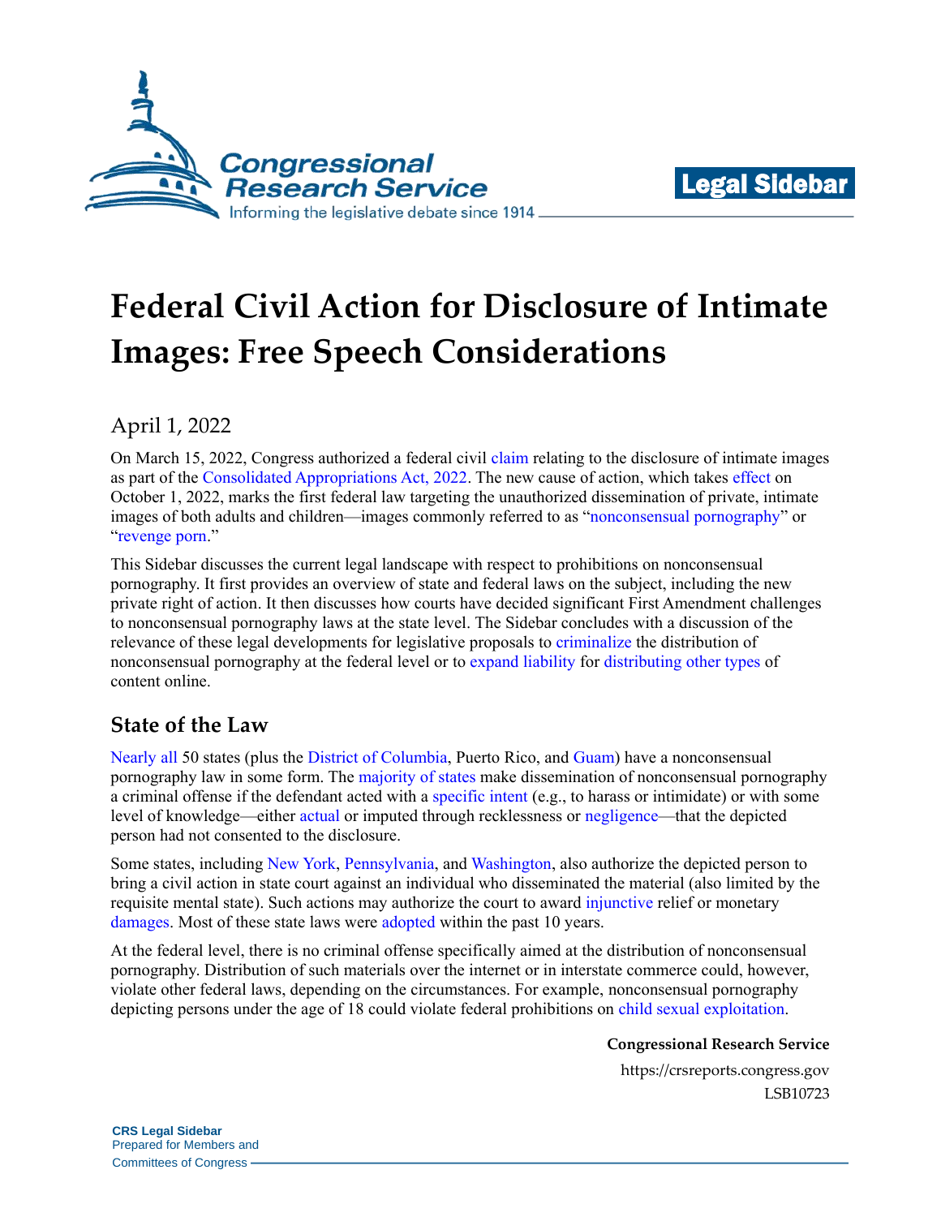# Federal Civil Action for Disclosure of Intimate Images: Free Speech Considerations

April 1, 2022

On March 15, 2022, Congress authorized a federal civil claim relating to the disclosure of intimate images as part of the Consolidated Appropriations Act, 2022. The new cause of action, which takes effect on October 1, 2022, marks the first federal law targeting the unauthorized dissemination of private, intimate images of both adults and children—images commonly referred to as "nonconsensual pornography" or "revenge porn."

This Sidebar discusses the current legal landscape with respect to prohibitions on nonconsensual pornography. It first provides an overview of state and federal laws on the subject, including the new private right of action. It then discusses how courts have decided significant First Amendment challenges to nonconsensual pornography laws at the state level. The Sidebar concludes with a discussion of the relevance of these legal developments for legislative proposals to criminalize the distribution of nonconsensual pornography at the federal level or to expand liability for distributing other types of content online.

## State of the Law

Nearly all 50 states (plus the District of Columbia, Puerto Rico, and Guam) have a nonconsensual pornography law in some form. The majority of states make dissemination of nonconsensual pornography a criminal offense if the defendant acted with a specific intent (e.g., to harass or intimidate) or with some level of knowledge—either actual or imputed through recklessness or negligence—that the depicted person had not consented to the disclosure.

Some states, including New York, Pennsylvania, and Washington, also authorize the depicted person to bring a civil action in state court against an individual who disseminated the material (also limited by the requisite mental state). Such actions may authorize the court to award injunctive relief or monetary damages. Most of these state laws were adopted within the past 10 years.

At the federal level, there is no criminal offense specifically aimed at the distribution of nonconsensual pornography. Distribution of such materials over the internet or in interstate commerce could, however, violate other federal laws, depending on the circumstances. For example, nonconsensual pornography depicting persons under the age of 18 could violate federal prohibitions on child sexual exploitation.

**Congressional Research Service**

https://crsreports.congress.gov

LSB10723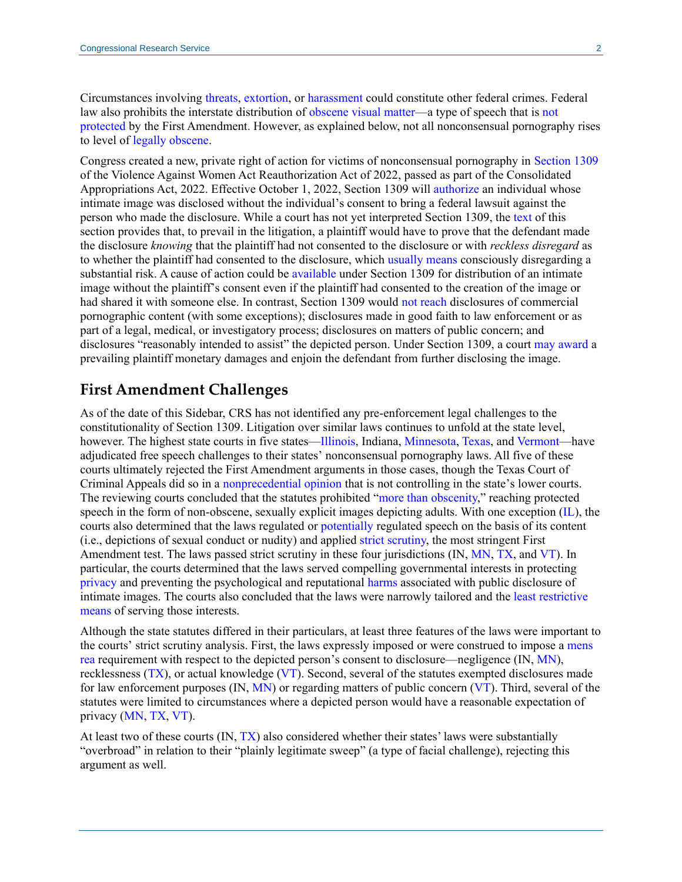Circumstances involving threats, extortion, or harassment could constitute other federal crimes. Federal law also prohibits the interstate distribution of obscene visual matter—a type of speech that is not protected by the First Amendment. However, as explained below, not all nonconsensual pornography rises to level of legally obscene.

Congress created a new, private right of action for victims of nonconsensual pornography in Section 1309 of the Violence Against Women Act Reauthorization Act of 2022, passed as part of the Consolidated Appropriations Act, 2022. Effective October 1, 2022, Section 1309 will authorize an individual whose intimate image was disclosed without the individual's consent to bring a federal lawsuit against the person who made the disclosure. While a court has not yet interpreted Section 1309, the text of this section provides that, to prevail in the litigation, a plaintiff would have to prove that the defendant made the disclosure *knowing* that the plaintiff had not consented to the disclosure or with *reckless disregard* as to whether the plaintiff had consented to the disclosure, which usually means consciously disregarding a substantial risk. A cause of action could be available under Section 1309 for distribution of an intimate image without the plaintiff's consent even if the plaintiff had consented to the creation of the image or had shared it with someone else. In contrast, Section 1309 would not reach disclosures of commercial pornographic content (with some exceptions); disclosures made in good faith to law enforcement or as part of a legal, medical, or investigatory process; disclosures on matters of public concern; and disclosures "reasonably intended to assist" the depicted person. Under Section 1309, a court may award a prevailing plaintiff monetary damages and enjoin the defendant from further disclosing the image.

## First Amendment Challenges

As of the date of this Sidebar, CRS has not identified any pre-enforcement legal challenges to the constitutionality of Section 1309. Litigation over similar laws continues to unfold at the state level, however. The highest state courts in five states—Illinois, Indiana, Minnesota, Texas, and Vermont—have adjudicated free speech challenges to their states' nonconsensual pornography laws. All five of these courts ultimately rejected the First Amendment arguments in those cases, though the Texas Court of Criminal Appeals did so in a nonprecedential opinion that is not controlling in the state's lower courts. The reviewing courts concluded that the statutes prohibited "more than obscenity," reaching protected speech in the form of non-obscene, sexually explicit images depicting adults. With one exception (IL), the courts also determined that the laws regulated or potentially regulated speech on the basis of its content (i.e., depictions of sexual conduct or nudity) and applied strict scrutiny, the most stringent First Amendment test. The laws passed strict scrutiny in these four jurisdictions (IN, MN, TX, and VT). In particular, the courts determined that the laws served compelling governmental interests in protecting privacy and preventing the psychological and reputational harms associated with public disclosure of intimate images. The courts also concluded that the laws were narrowly tailored and the least restrictive means of serving those interests.

Although the state statutes differed in their particulars, at least three features of the laws were important to the courts' strict scrutiny analysis. First, the laws expressly imposed or were construed to impose a mens rea requirement with respect to the depicted person's consent to disclosure—negligence (IN, MN), recklessness (TX), or actual knowledge (VT). Second, several of the statutes exempted disclosures made for law enforcement purposes (IN, MN) or regarding matters of public concern (VT). Third, several of the statutes were limited to circumstances where a depicted person would have a reasonable expectation of privacy (MN, TX, VT).

At least two of these courts (IN, TX) also considered whether their states' laws were substantially "overbroad" in relation to their "plainly legitimate sweep" (a type of facial challenge), rejecting this argument as well.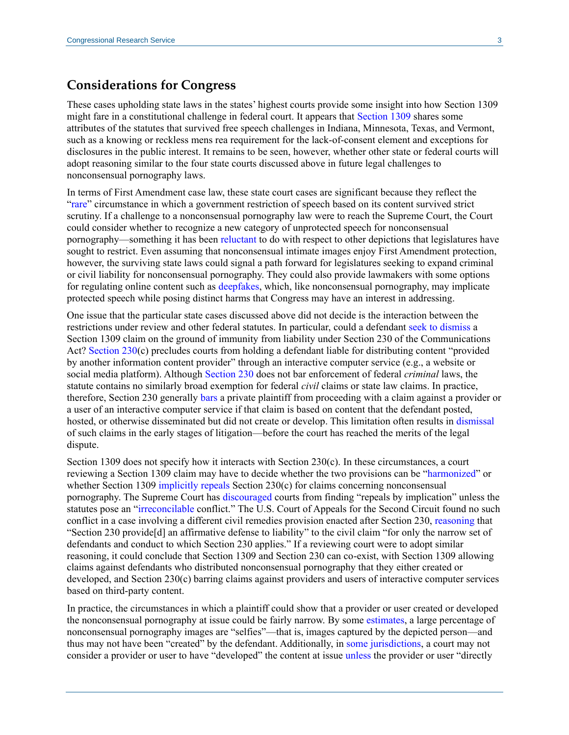## Considerations for Congress

These cases upholding state laws in the states' highest courts provide some insight into how Section 1309 might fare in a constitutional challenge in federal court. It appears that Section 1309 shares some attributes of the statutes that survived free speech challenges in Indiana, Minnesota, Texas, and Vermont, such as a knowing or reckless mens rea requirement for the lack-of-consent element and exceptions for disclosures in the public interest. It remains to be seen, however, whether other state or federal courts will adopt reasoning similar to the four state courts discussed above in future legal challenges to nonconsensual pornography laws.

In terms of First Amendment case law, these state court cases are significant because they reflect the "rare" circumstance in which a government restriction of speech based on its content survived strict scrutiny. If a challenge to a nonconsensual pornography law were to reach the Supreme Court, the Court could consider whether to recognize a new category of unprotected speech for nonconsensual pornography—something it has been reluctant to do with respect to other depictions that legislatures have sought to restrict. Even assuming that nonconsensual intimate images enjoy First Amendment protection, however, the surviving state laws could signal a path forward for legislatures seeking to expand criminal or civil liability for nonconsensual pornography. They could also provide lawmakers with some options for regulating online content such as deepfakes, which, like nonconsensual pornography, may implicate protected speech while posing distinct harms that Congress may have an interest in addressing.

One issue that the particular state cases discussed above did not decide is the interaction between the restrictions under review and other federal statutes. In particular, could a defendant seek to dismiss a Section 1309 claim on the ground of immunity from liability under Section 230 of the Communications Act? Section 230(c) precludes courts from holding a defendant liable for distributing content "provided by another information content provider" through an interactive computer service (e.g., a website or social media platform). Although Section 230 does not bar enforcement of federal *criminal* laws, the statute contains no similarly broad exemption for federal *civil* claims or state law claims. In practice, therefore, Section 230 generally bars a private plaintiff from proceeding with a claim against a provider or a user of an interactive computer service if that claim is based on content that the defendant posted, hosted, or otherwise disseminated but did not create or develop. This limitation often results in dismissal of such claims in the early stages of litigation—before the court has reached the merits of the legal dispute.

Section 1309 does not specify how it interacts with Section 230(c). In these circumstances, a court reviewing a Section 1309 claim may have to decide whether the two provisions can be "harmonized" or whether Section 1309 implicitly repeals Section 230(c) for claims concerning nonconsensual pornography. The Supreme Court has discouraged courts from finding "repeals by implication" unless the statutes pose an "irreconcilable conflict." The U.S. Court of Appeals for the Second Circuit found no such conflict in a case involving a different civil remedies provision enacted after Section 230, reasoning that "Section 230 provide[d] an affirmative defense to liability" to the civil claim "for only the narrow set of defendants and conduct to which Section 230 applies." If a reviewing court were to adopt similar reasoning, it could conclude that Section 1309 and Section 230 can co-exist, with Section 1309 allowing claims against defendants who distributed nonconsensual pornography that they either created or developed, and Section 230(c) barring claims against providers and users of interactive computer services based on third-party content.

In practice, the circumstances in which a plaintiff could show that a provider or user created or developed the nonconsensual pornography at issue could be fairly narrow. By some estimates, a large percentage of nonconsensual pornography images are "selfies"—that is, images captured by the depicted person—and thus may not have been "created" by the defendant. Additionally, in some jurisdictions, a court may not consider a provider or user to have "developed" the content at issue unless the provider or user "directly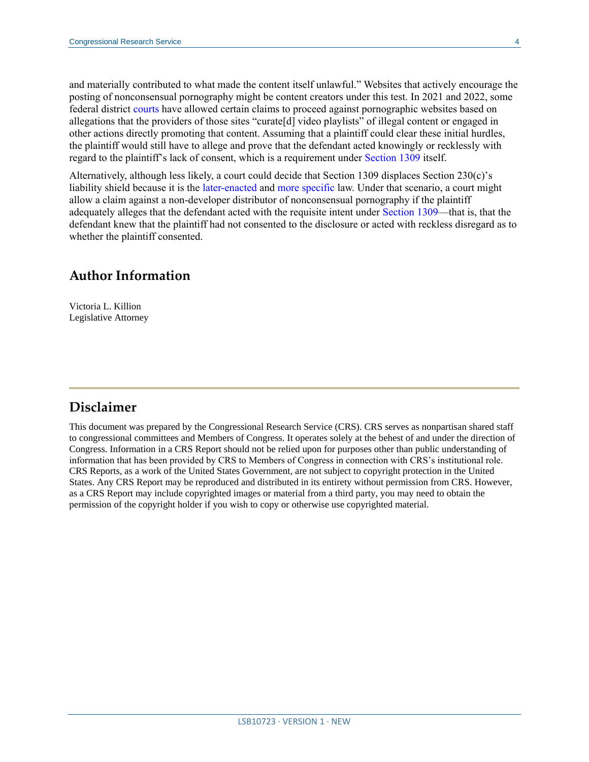and materially contributed to what made the content itself unlawful." Websites that actively encourage the posting of nonconsensual pornography might be content creators under this test. In 2021 and 2022, some federal district courts have allowed certain claims to proceed against pornographic websites based on allegations that the providers of those sites "curate[d] video playlists" of illegal content or engaged in other actions directly promoting that content. Assuming that a plaintiff could clear these initial hurdles, the plaintiff would still have to allege and prove that the defendant acted knowingly or recklessly with regard to the plaintiff's lack of consent, which is a requirement under Section 1309 itself.

Alternatively, although less likely, a court could decide that Section 1309 displaces Section 230(c)'s liability shield because it is the later-enacted and more specific law. Under that scenario, a court might allow a claim against a non-developer distributor of nonconsensual pornography if the plaintiff adequately alleges that the defendant acted with the requisite intent under Section 1309—that is, that the defendant knew that the plaintiff had not consented to the disclosure or acted with reckless disregard as to whether the plaintiff consented.

## Author Information

Victoria L. Killion
Legislative Attorney

## Disclaimer

This document was prepared by the Congressional Research Service (CRS). CRS serves as nonpartisan shared staff to congressional committees and Members of Congress. It operates solely at the behest of and under the direction of Congress. Information in a CRS Report should not be relied upon for purposes other than public understanding of information that has been provided by CRS to Members of Congress in connection with CRS's institutional role. CRS Reports, as a work of the United States Government, are not subject to copyright protection in the United States. Any CRS Report may be reproduced and distributed in its entirety without permission from CRS. However, as a CRS Report may include copyrighted images or material from a third party, you may need to obtain the permission of the copyright holder if you wish to copy or otherwise use copyrighted material.

LSB10723 · VERSION 1 · NEW